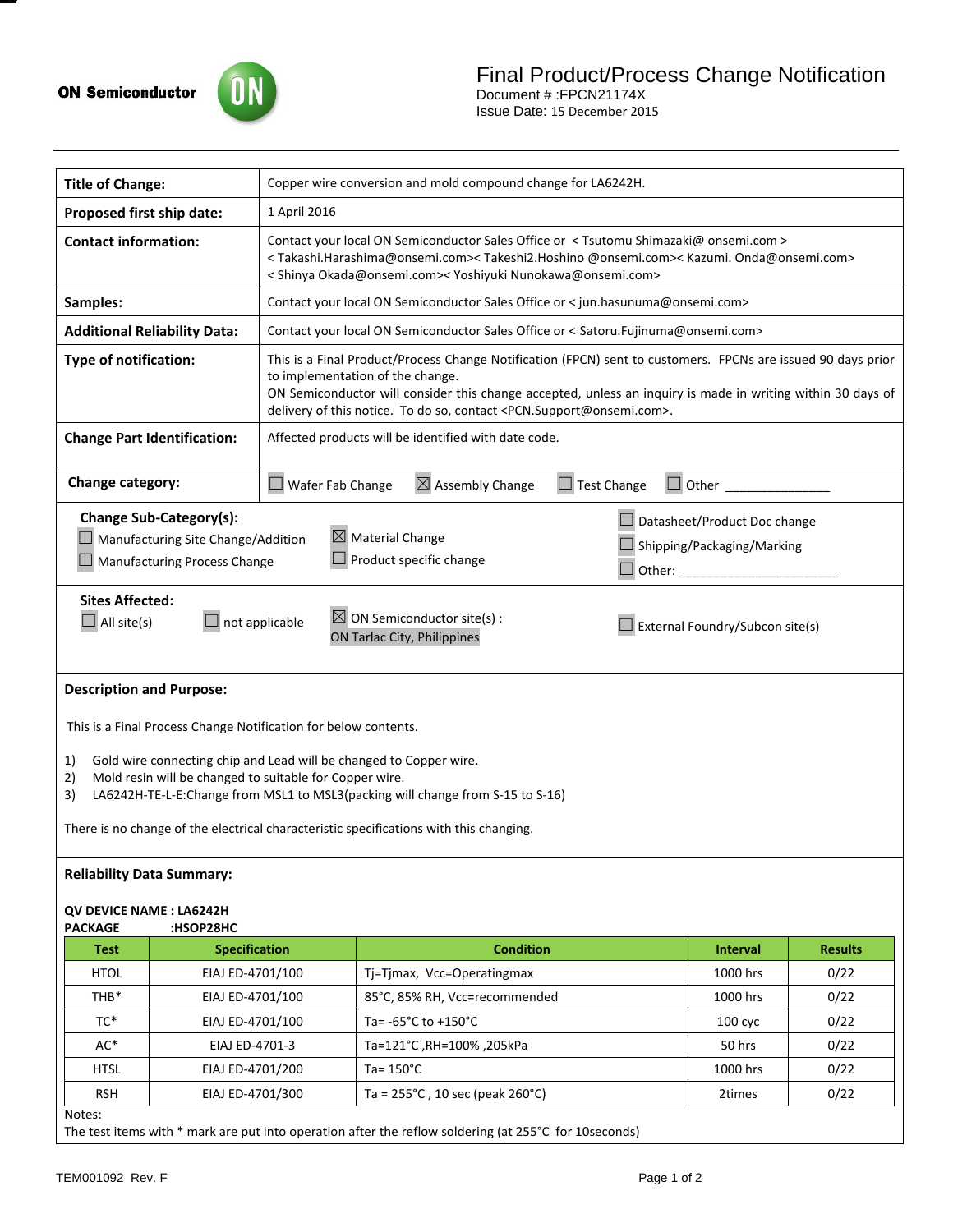ON Semiconductor

# Final Product/Process Change Notification

Document # :FPCN21174X
Issue Date: 15 December 2015

| | |
|---|---|
| **Title of Change:** | Copper wire conversion and mold compound change for LA6242H. |
| **Proposed first ship date:** | 1 April 2016 |
| **Contact information:** | Contact your local ON Semiconductor Sales Office or < Tsutomu Shimazaki@ onsemi.com > < Takashi.Harashima@onsemi.com>< Takeshi2.Hoshino @onsemi.com>< Kazumi. Onda@onsemi.com> < Shinya Okada@onsemi.com>< Yoshiyuki Nunokawa@onsemi.com> |
| **Samples:** | Contact your local ON Semiconductor Sales Office or < jun.hasunuma@onsemi.com> |
| **Additional Reliability Data:** | Contact your local ON Semiconductor Sales Office or < Satoru.Fujinuma@onsemi.com> |
| **Type of notification:** | This is a Final Product/Process Change Notification (FPCN) sent to customers. FPCNs are issued 90 days prior to implementation of the change. ON Semiconductor will consider this change accepted, unless an inquiry is made in writing within 30 days of delivery of this notice. To do so, contact <PCN.Support@onsemi.com>. |
| **Change Part Identification:** | Affected products will be identified with date code. |
| **Change category:** | ☐ Wafer Fab Change ☒ Assembly Change ☐ Test Change ☐ Other _______________ |

**Change Sub-Category(s):**

- ☐ Manufacturing Site Change/Addition
- ☐ Manufacturing Process Change
- ☒ Material Change
- ☐ Product specific change
- ☐ Datasheet/Product Doc change
- ☐ Shipping/Packaging/Marking
- ☐ Other: _______________________

**Sites Affected:**

- ☐ All site(s)
- ☐ not applicable
- ☒ ON Semiconductor site(s) : ON Tarlac City, Philippines
- ☐ External Foundry/Subcon site(s)

**Description and Purpose:**

This is a Final Process Change Notification for below contents.

1) Gold wire connecting chip and Lead will be changed to Copper wire.
2) Mold resin will be changed to suitable for Copper wire.
3) LA6242H-TE-L-E:Change from MSL1 to MSL3(packing will change from S-15 to S-16)

There is no change of the electrical characteristic specifications with this changing.

**Reliability Data Summary:**

**QV DEVICE NAME : LA6242H**
**PACKAGE :HSOP28HC**

| Test | Specification | Condition | Interval | Results |
|---|---|---|---|---|
| HTOL | EIAJ ED-4701/100 | Tj=Tjmax, Vcc=Operatingmax | 1000 hrs | 0/22 |
| THB* | EIAJ ED-4701/100 | 85°C, 85% RH, Vcc=recommended | 1000 hrs | 0/22 |
| TC* | EIAJ ED-4701/100 | Ta= -65°C to +150°C | 100 cyc | 0/22 |
| AC* | EIAJ ED-4701-3 | Ta=121°C ,RH=100% ,205kPa | 50 hrs | 0/22 |
| HTSL | EIAJ ED-4701/200 | Ta= 150°C | 1000 hrs | 0/22 |
| RSH | EIAJ ED-4701/300 | Ta = 255°C , 10 sec (peak 260°C) | 2times | 0/22 |

Notes:
The test items with * mark are put into operation after the reflow soldering (at 255°C for 10seconds)

TEM001092 Rev. F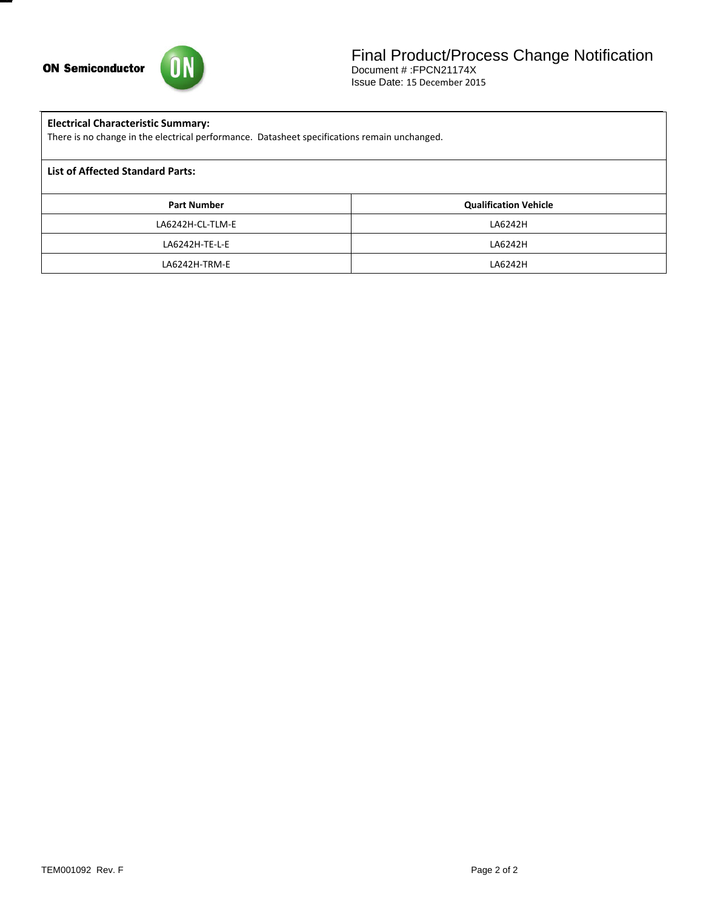**Electrical Characteristic Summary:**

There is no change in the electrical performance. Datasheet specifications remain unchanged.

**List of Affected Standard Parts:**

| Part Number | Qualification Vehicle |
|---|---|
| LA6242H-CL-TLM-E | LA6242H |
| LA6242H-TE-L-E | LA6242H |
| LA6242H-TRM-E | LA6242H |